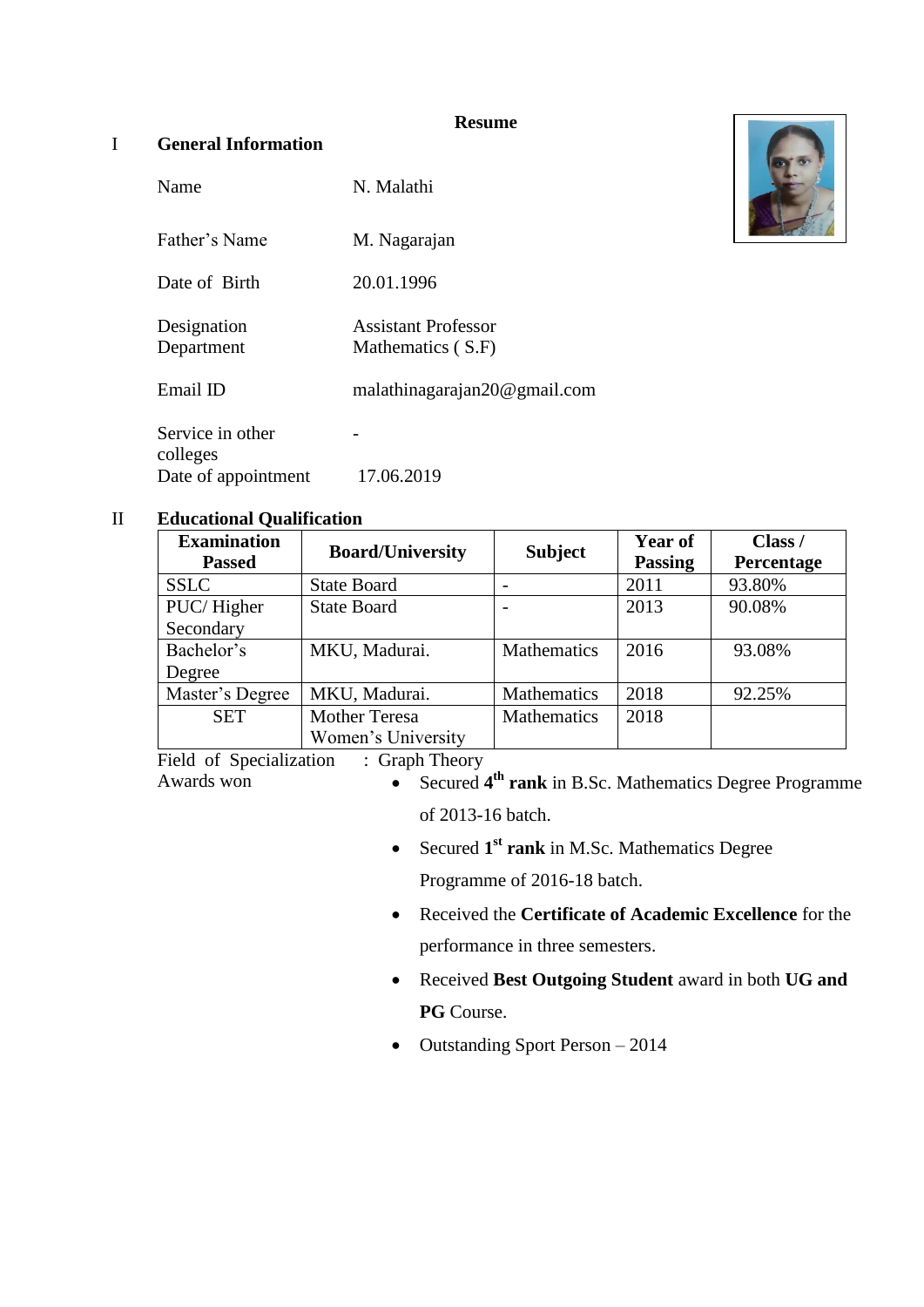# Resume

## I General Information

| | |
|---|---|
| Name | N. Malathi |
| Father's Name | M. Nagarajan |
| Date of Birth | 20.01.1996 |
| Designation | Assistant Professor |
| Department | Mathematics ( S.F) |
| Email ID | malathinagarajan20@gmail.com |
| Service in other colleges | - |
| Date of appointment | 17.06.2019 |

## II Educational Qualification

| Examination Passed | Board/University | Subject | Year of Passing | Class / Percentage |
|---|---|---|---|---|
| SSLC | State Board | - | 2011 | 93.80% |
| PUC/ Higher Secondary | State Board | - | 2013 | 90.08% |
| Bachelor's Degree | MKU, Madurai. | Mathematics | 2016 | 93.08% |
| Master's Degree | MKU, Madurai. | Mathematics | 2018 | 92.25% |
| SET | Mother Teresa Women's University | Mathematics | 2018 | |

Field of Specialization : Graph Theory

Awards won

- Secured **4th rank** in B.Sc. Mathematics Degree Programme of 2013-16 batch.
- Secured **1st rank** in M.Sc. Mathematics Degree Programme of 2016-18 batch.
- Received the **Certificate of Academic Excellence** for the performance in three semesters.
- Received **Best Outgoing Student** award in both **UG and PG** Course.
- Outstanding Sport Person – 2014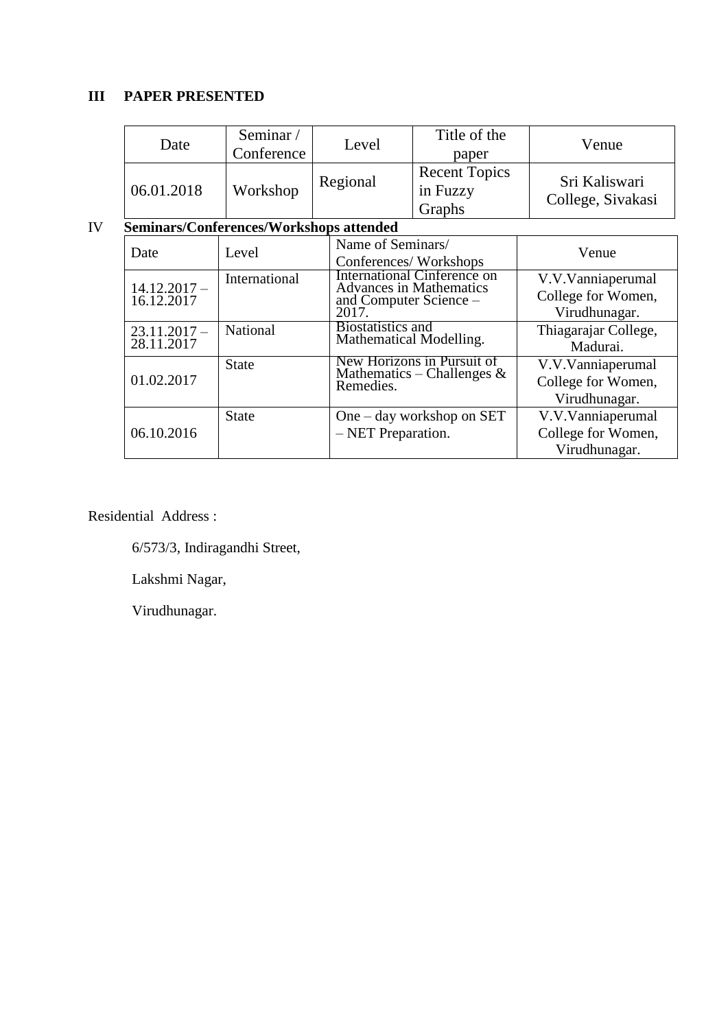## III PAPER PRESENTED

| Date | Seminar / Conference | Level | Title of the paper | Venue |
|---|---|---|---|---|
| 06.01.2018 | Workshop | Regional | Recent Topics in Fuzzy Graphs | Sri Kaliswari College, Sivakasi |

## IV Seminars/Conferences/Workshops attended

| Date | Level | Name of Seminars/ Conferences/ Workshops | Venue |
|---|---|---|---|
| 14.12.2017 – 16.12.2017 | International | International Cinference on Advances in Mathematics and Computer Science – 2017. | V.V.Vanniaperumal College for Women, Virudhunagar. |
| 23.11.2017 – 28.11.2017 | National | Biostatistics and Mathematical Modelling. | Thiagarajar College, Madurai. |
| 01.02.2017 | State | New Horizons in Pursuit of Mathematics – Challenges & Remedies. | V.V.Vanniaperumal College for Women, Virudhunagar. |
| 06.10.2016 | State | One – day workshop on SET – NET Preparation. | V.V.Vanniaperumal College for Women, Virudhunagar. |

Residential Address :

6/573/3, Indiragandhi Street,

Lakshmi Nagar,

Virudhunagar.